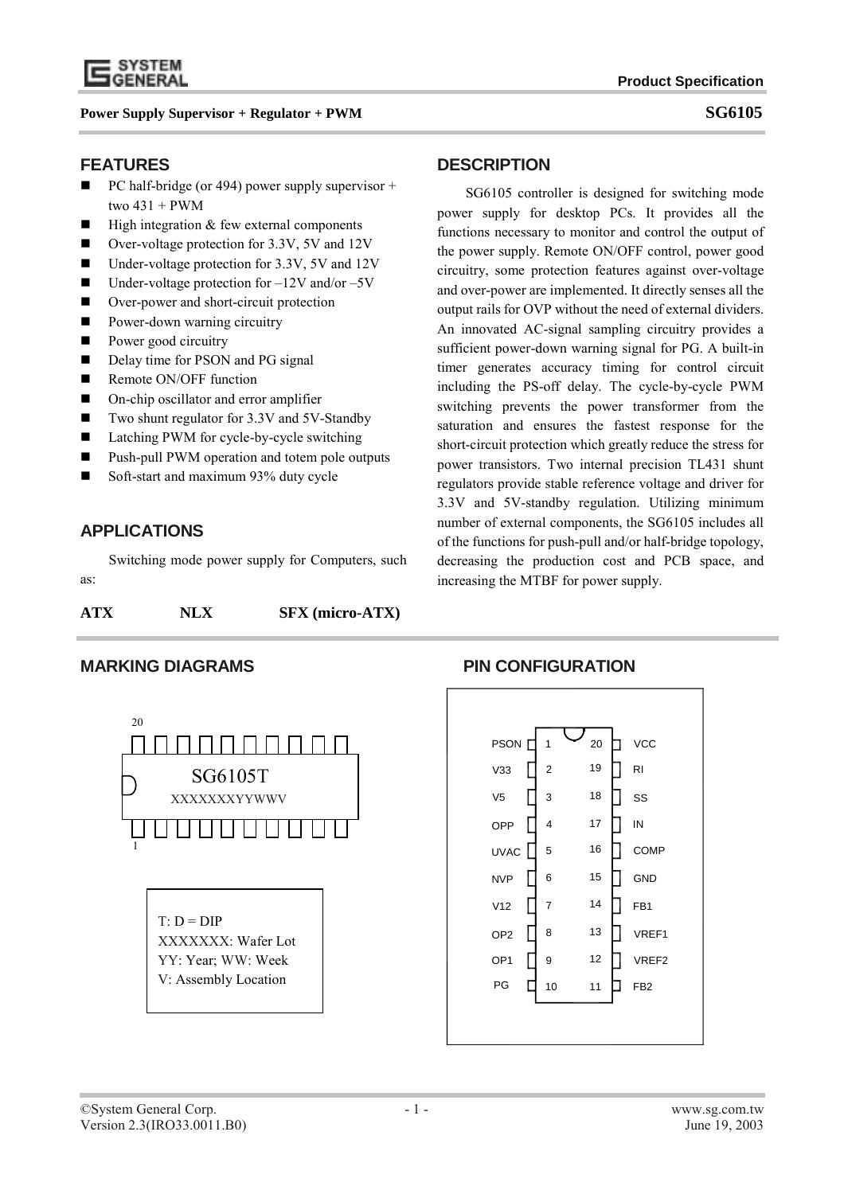**Power Supply Supervisor + Regulator + PWM** **SG6105**

## FEATURES

- PC half-bridge (or 494) power supply supervisor + two 431 + PWM
- High integration & few external components
- Over-voltage protection for 3.3V, 5V and 12V
- Under-voltage protection for 3.3V, 5V and 12V
- Under-voltage protection for –12V and/or –5V
- Over-power and short-circuit protection
- Power-down warning circuitry
- Power good circuitry
- Delay time for PSON and PG signal
- Remote ON/OFF function
- On-chip oscillator and error amplifier
- Two shunt regulator for 3.3V and 5V-Standby
- Latching PWM for cycle-by-cycle switching
- Push-pull PWM operation and totem pole outputs
- Soft-start and maximum 93% duty cycle

## APPLICATIONS

Switching mode power supply for Computers, such as:

**ATX** **NLX** **SFX (micro-ATX)**

## DESCRIPTION

SG6105 controller is designed for switching mode power supply for desktop PCs. It provides all the functions necessary to monitor and control the output of the power supply. Remote ON/OFF control, power good circuitry, some protection features against over-voltage and over-power are implemented. It directly senses all the output rails for OVP without the need of external dividers. An innovated AC-signal sampling circuitry provides a sufficient power-down warning signal for PG. A built-in timer generates accuracy timing for control circuit including the PS-off delay. The cycle-by-cycle PWM switching prevents the power transformer from the saturation and ensures the fastest response for the short-circuit protection which greatly reduce the stress for power transistors. Two internal precision TL431 shunt regulators provide stable reference voltage and driver for 3.3V and 5V-standby regulation. Utilizing minimum number of external components, the SG6105 includes all of the functions for push-pull and/or half-bridge topology, decreasing the production cost and PCB space, and increasing the MTBF for power supply.

## MARKING DIAGRAMS

20

SG6105T
XXXXXXXYYWWV

1

T: D = DIP
XXXXXXX: Wafer Lot
YY: Year; WW: Week
V: Assembly Location

## PIN CONFIGURATION

| Pin | Name | Pin | Name |
|---|---|---|---|
| 1 | PSON | 20 | VCC |
| 2 | V33 | 19 | RI |
| 3 | V5 | 18 | SS |
| 4 | OPP | 17 | IN |
| 5 | UVAC | 16 | COMP |
| 6 | NVP | 15 | GND |
| 7 | V12 | 14 | FB1 |
| 8 | OP2 | 13 | VREF1 |
| 9 | OP1 | 12 | VREF2 |
| 10 | PG | 11 | FB2 |

©System General Corp.
Version 2.3(IRO33.0011.B0)

www.sg.com.tw
June 19, 2003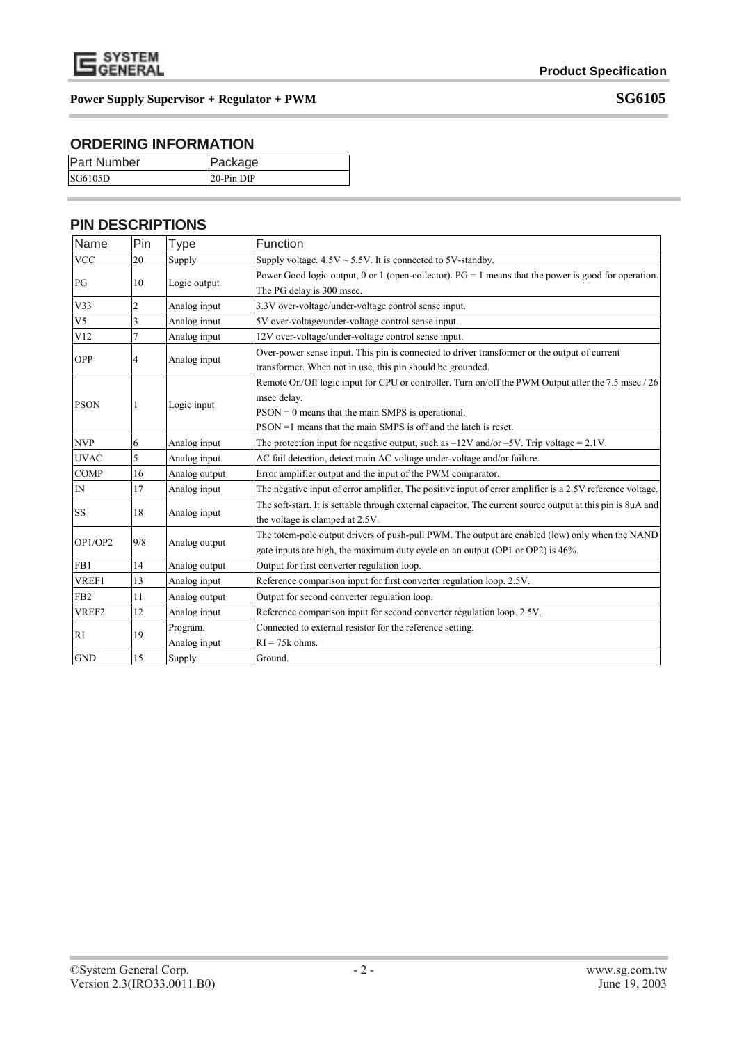## ORDERING INFORMATION

| Part Number | Package |
|---|---|
| SG6105D | 20-Pin DIP |

## PIN DESCRIPTIONS

| Name | Pin | Type | Function |
|---|---|---|---|
| VCC | 20 | Supply | Supply voltage. 4.5V ~ 5.5V. It is connected to 5V-standby. |
| PG | 10 | Logic output | Power Good logic output, 0 or 1 (open-collector). PG = 1 means that the power is good for operation. The PG delay is 300 msec. |
| V33 | 2 | Analog input | 3.3V over-voltage/under-voltage control sense input. |
| V5 | 3 | Analog input | 5V over-voltage/under-voltage control sense input. |
| V12 | 7 | Analog input | 12V over-voltage/under-voltage control sense input. |
| OPP | 4 | Analog input | Over-power sense input. This pin is connected to driver transformer or the output of current transformer. When not in use, this pin should be grounded. |
| PSON | 1 | Logic input | Remote On/Off logic input for CPU or controller. Turn on/off the PWM Output after the 7.5 msec / 26 msec delay.<br>PSON = 0 means that the main SMPS is operational.<br>PSON =1 means that the main SMPS is off and the latch is reset. |
| NVP | 6 | Analog input | The protection input for negative output, such as –12V and/or –5V. Trip voltage = 2.1V. |
| UVAC | 5 | Analog input | AC fail detection, detect main AC voltage under-voltage and/or failure. |
| COMP | 16 | Analog output | Error amplifier output and the input of the PWM comparator. |
| IN | 17 | Analog input | The negative input of error amplifier. The positive input of error amplifier is a 2.5V reference voltage. |
| SS | 18 | Analog input | The soft-start. It is settable through external capacitor. The current source output at this pin is 8uA and the voltage is clamped at 2.5V. |
| OP1/OP2 | 9/8 | Analog output | The totem-pole output drivers of push-pull PWM. The output are enabled (low) only when the NAND gate inputs are high, the maximum duty cycle on an output (OP1 or OP2) is 46%. |
| FB1 | 14 | Analog output | Output for first converter regulation loop. |
| VREF1 | 13 | Analog input | Reference comparison input for first converter regulation loop. 2.5V. |
| FB2 | 11 | Analog output | Output for second converter regulation loop. |
| VREF2 | 12 | Analog input | Reference comparison input for second converter regulation loop. 2.5V. |
| RI | 19 | Program.<br>Analog input | Connected to external resistor for the reference setting.<br>RI = 75k ohms. |
| GND | 15 | Supply | Ground. |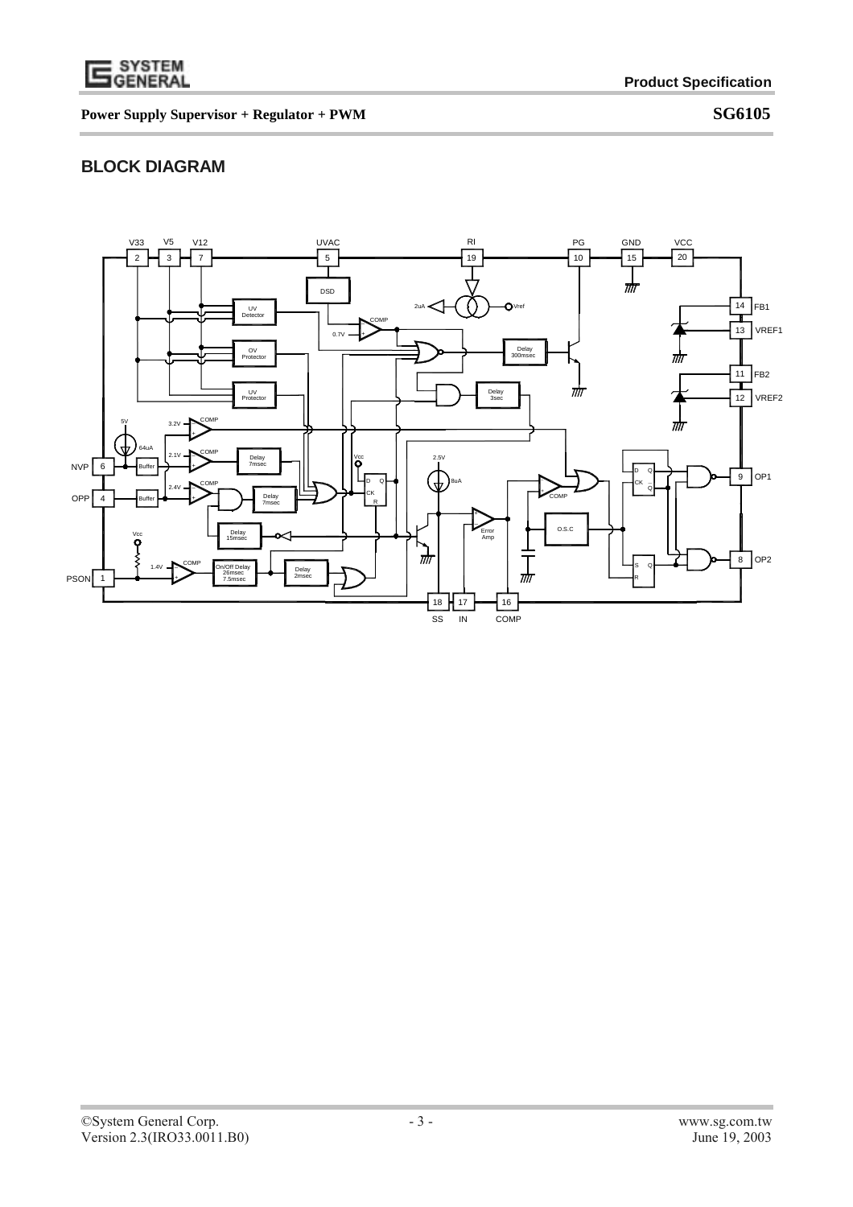## BLOCK DIAGRAM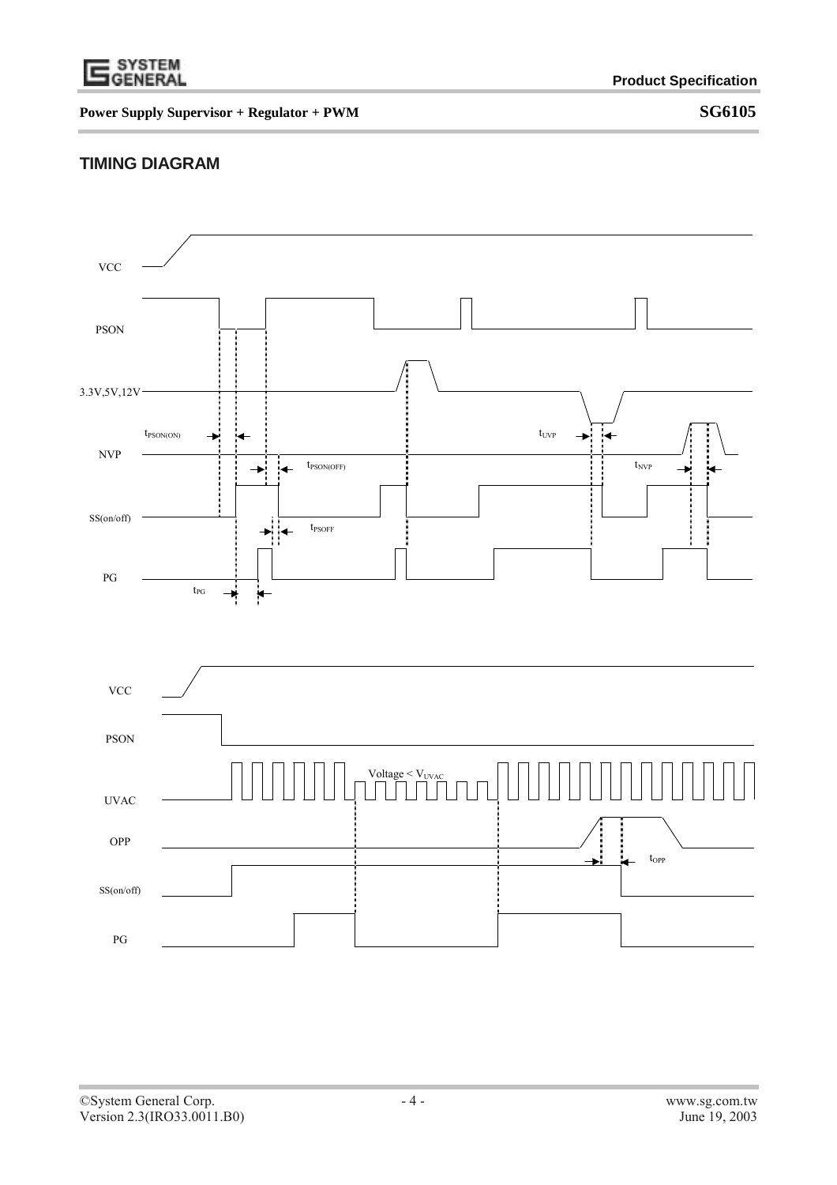## TIMING DIAGRAM

VCC

PSON

3.3V,5V,12V

$t_{PSON(ON)}$

$t_{UVP}$

NVP

$t_{PSON(OFF)}$

$t_{NVP}$

SS(on/off)

$t_{PSOFF}$

PG

$t_{PG}$

VCC

PSON

Voltage < $V_{UVAC}$

UVAC

OPP

$t_{OPP}$

SS(on/off)

PG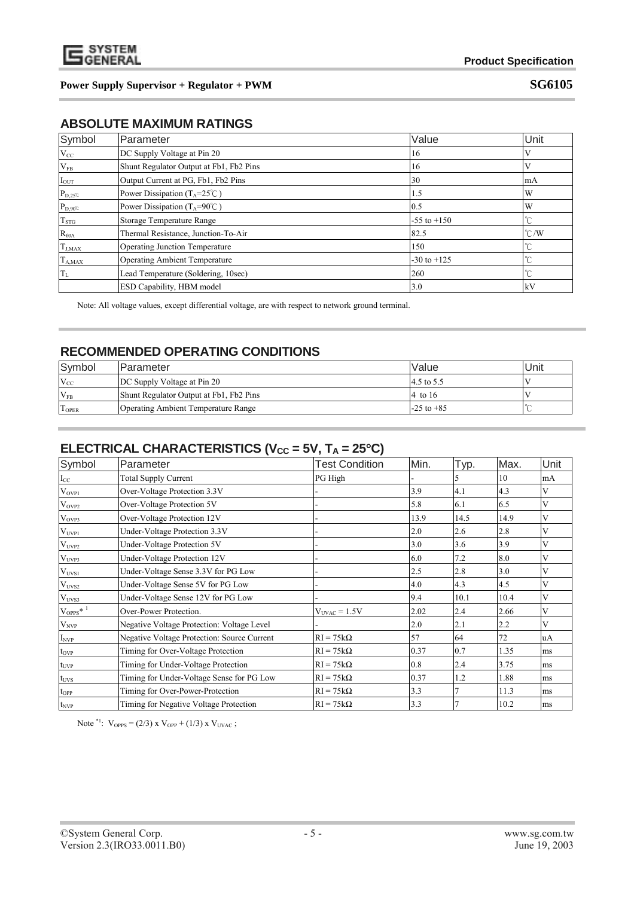## ABSOLUTE MAXIMUM RATINGS

| Symbol | Parameter | Value | Unit |
|---|---|---|---|
| $V_{CC}$ | DC Supply Voltage at Pin 20 | 16 | V |
| $V_{FB}$ | Shunt Regulator Output at Fb1, Fb2 Pins | 16 | V |
| $I_{OUT}$ | Output Current at PG, Fb1, Fb2 Pins | 30 | mA |
| $P_{D,25℃}$ | Power Dissipation ($T_A$=25℃) | 1.5 | W |
| $P_{D,90℃}$ | Power Dissipation ($T_A$=90℃) | 0.5 | W |
| $T_{STG}$ | Storage Temperature Range | -55 to +150 | ℃ |
| $R_{\theta JA}$ | Thermal Resistance, Junction-To-Air | 82.5 | ℃/W |
| $T_{J,MAX}$ | Operating Junction Temperature | 150 | ℃ |
| $T_{A,MAX}$ | Operating Ambient Temperature | -30 to +125 | ℃ |
| $T_L$ | Lead Temperature (Soldering, 10sec) | 260 | ℃ |
| | ESD Capability, HBM model | 3.0 | kV |

Note: All voltage values, except differential voltage, are with respect to network ground terminal.

## RECOMMENDED OPERATING CONDITIONS

| Symbol | Parameter | Value | Unit |
|---|---|---|---|
| $V_{CC}$ | DC Supply Voltage at Pin 20 | 4.5 to 5.5 | V |
| $V_{FB}$ | Shunt Regulator Output at Fb1, Fb2 Pins | 4 to 16 | V |
| $T_{OPER}$ | Operating Ambient Temperature Range | -25 to +85 | ℃ |

## ELECTRICAL CHARACTERISTICS ($V_{CC}$ = 5V, $T_A$ = 25°C)

| Symbol | Parameter | Test Condition | Min. | Typ. | Max. | Unit |
|---|---|---|---|---|---|---|
| $I_{CC}$ | Total Supply Current | PG High | - | 5 | 10 | mA |
| $V_{OVP1}$ | Over-Voltage Protection 3.3V | - | 3.9 | 4.1 | 4.3 | V |
| $V_{OVP2}$ | Over-Voltage Protection 5V | - | 5.8 | 6.1 | 6.5 | V |
| $V_{OVP3}$ | Over-Voltage Protection 12V | - | 13.9 | 14.5 | 14.9 | V |
| $V_{UVP1}$ | Under-Voltage Protection 3.3V | - | 2.0 | 2.6 | 2.8 | V |
| $V_{UVP2}$ | Under-Voltage Protection 5V | - | 3.0 | 3.6 | 3.9 | V |
| $V_{UVP3}$ | Under-Voltage Protection 12V | - | 6.0 | 7.2 | 8.0 | V |
| $V_{UVS1}$ | Under-Voltage Sense 3.3V for PG Low | - | 2.5 | 2.8 | 3.0 | V |
| $V_{UVS2}$ | Under-Voltage Sense 5V for PG Low | - | 4.0 | 4.3 | 4.5 | V |
| $V_{UVS3}$ | Under-Voltage Sense 12V for PG Low | - | 9.4 | 10.1 | 10.4 | V |
| $V_{OPPS}$*[1] | Over-Power Protection. | $V_{UVAC}$ = 1.5V | 2.02 | 2.4 | 2.66 | V |
| $V_{NVP}$ | Negative Voltage Protection: Voltage Level | - | 2.0 | 2.1 | 2.2 | V |
| $I_{NVP}$ | Negative Voltage Protection: Source Current | RI = 75kΩ | 57 | 64 | 72 | uA |
| $t_{OVP}$ | Timing for Over-Voltage Protection | RI = 75kΩ | 0.37 | 0.7 | 1.35 | ms |
| $t_{UVP}$ | Timing for Under-Voltage Protection | RI = 75kΩ | 0.8 | 2.4 | 3.75 | ms |
| $t_{UVS}$ | Timing for Under-Voltage Sense for PG Low | RI = 75kΩ | 0.37 | 1.2 | 1.88 | ms |
| $t_{OPP}$ | Timing for Over-Power-Protection | RI = 75kΩ | 3.3 | 7 | 11.3 | ms |
| $t_{NVP}$ | Timing for Negative Voltage Protection | RI = 75kΩ | 3.3 | 7 | 10.2 | ms |

Note *[1]: $V_{OPPS} = (2/3) \times V_{OPP} + (1/3) \times V_{UVAC}$ ;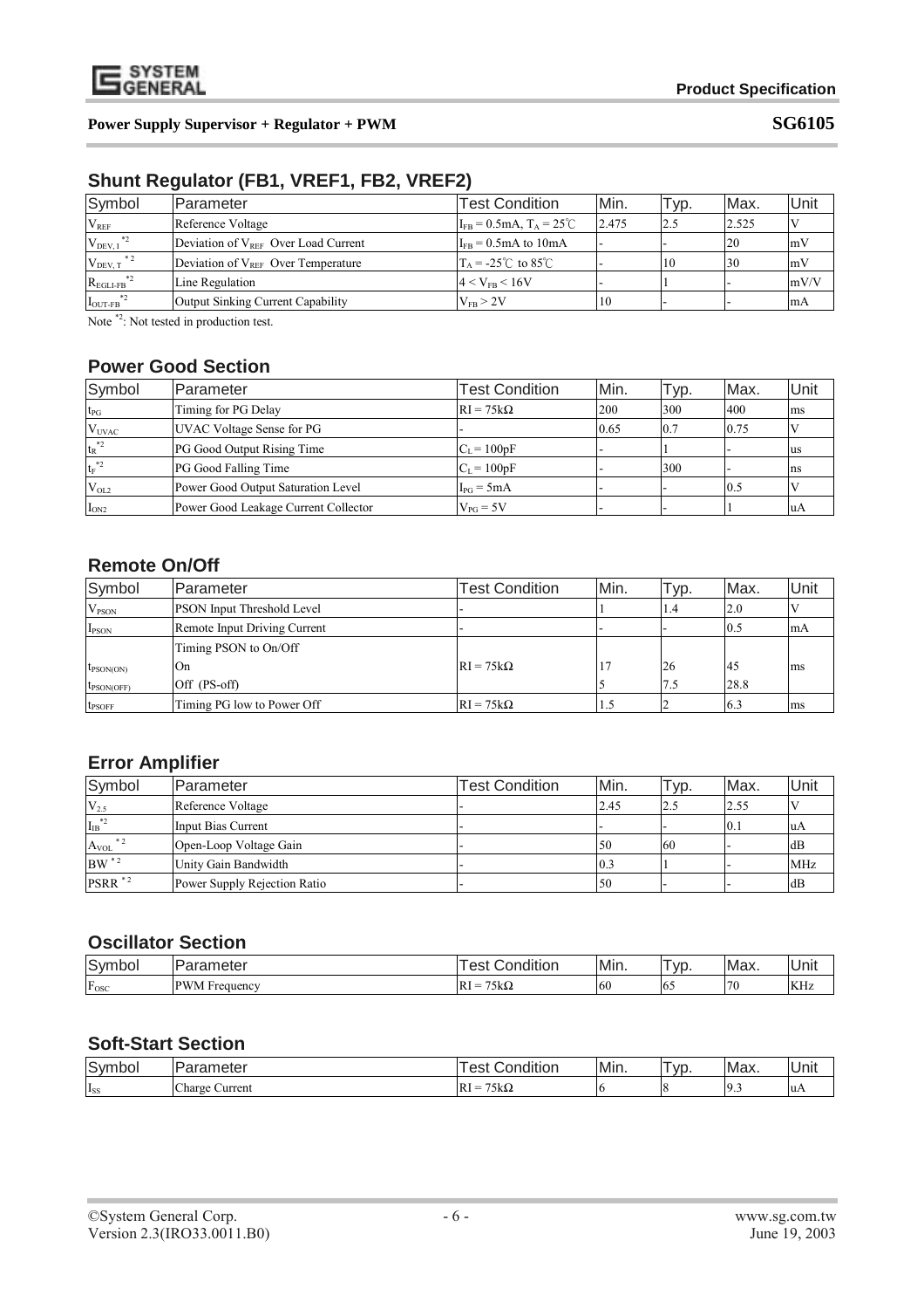## Shunt Regulator (FB1, VREF1, FB2, VREF2)

| Symbol | Parameter | Test Condition | Min. | Typ. | Max. | Unit |
|---|---|---|---|---|---|---|
| $V_{REF}$ | Reference Voltage | $I_{FB}$ = 0.5mA, $T_A$ = 25℃ | 2.475 | 2.5 | 2.525 | V |
| $V_{DEV, I}$ *2 | Deviation of $V_{REF}$ Over Load Current | $I_{FB}$ = 0.5mA to 10mA | - | - | 20 | mV |
| $V_{DEV, T}$ *2 | Deviation of $V_{REF}$ Over Temperature | $T_A$ = -25℃ to 85℃ | - | 10 | 30 | mV |
| $R_{EGLI-FB}$ *2 | Line Regulation | $4 < V_{FB} < 16V$ | - | 1 | - | mV/V |
| $I_{OUT-FB}$ *2 | Output Sinking Current Capability | $V_{FB} > 2V$ | 10 | - | - | mA |

Note *2: Not tested in production test.

## Power Good Section

| Symbol | Parameter | Test Condition | Min. | Typ. | Max. | Unit |
|---|---|---|---|---|---|---|
| $t_{PG}$ | Timing for PG Delay | RI = 75kΩ | 200 | 300 | 400 | ms |
| $V_{UVAC}$ | UVAC Voltage Sense for PG | - | 0.65 | 0.7 | 0.75 | V |
| $t_R$ *2 | PG Good Output Rising Time | $C_L$ = 100pF | - | 1 | - | us |
| $t_F$ *2 | PG Good Falling Time | $C_L$ = 100pF | - | 300 | - | ns |
| $V_{OL2}$ | Power Good Output Saturation Level | $I_{PG}$ = 5mA | - | - | 0.5 | V |
| $I_{ON2}$ | Power Good Leakage Current Collector | $V_{PG}$ = 5V | - | - | 1 | uA |

## Remote On/Off

| Symbol | Parameter | Test Condition | Min. | Typ. | Max. | Unit |
|---|---|---|---|---|---|---|
| $V_{PSON}$ | PSON Input Threshold Level | - | 1 | 1.4 | 2.0 | V |
| $I_{PSON}$ | Remote Input Driving Current | - | - | - | 0.5 | mA |
| | Timing PSON to On/Off | | | | | |
| $t_{PSON(ON)}$ | On | RI = 75kΩ | 17 | 26 | 45 | ms |
| $t_{PSON(OFF)}$ | Off (PS-off) | | 5 | 7.5 | 28.8 | |
| $t_{PSOFF}$ | Timing PG low to Power Off | RI = 75kΩ | 1.5 | 2 | 6.3 | ms |

## Error Amplifier

| Symbol | Parameter | Test Condition | Min. | Typ. | Max. | Unit |
|---|---|---|---|---|---|---|
| $V_{2.5}$ | Reference Voltage | - | 2.45 | 2.5 | 2.55 | V |
| $I_{IB}$ *2 | Input Bias Current | - | - | - | 0.1 | uA |
| $A_{VOL}$ *2 | Open-Loop Voltage Gain | - | 50 | 60 | - | dB |
| BW *2 | Unity Gain Bandwidth | - | 0.3 | 1 | - | MHz |
| PSRR *2 | Power Supply Rejection Ratio | - | 50 | - | - | dB |

## Oscillator Section

| Symbol | Parameter | Test Condition | Min. | Typ. | Max. | Unit |
|---|---|---|---|---|---|---|
| $F_{OSC}$ | PWM Frequency | RI = 75kΩ | 60 | 65 | 70 | KHz |

## Soft-Start Section

| Symbol | Parameter | Test Condition | Min. | Typ. | Max. | Unit |
|---|---|---|---|---|---|---|
| $I_{SS}$ | Charge Current | RI = 75kΩ | 6 | 8 | 9.3 | uA |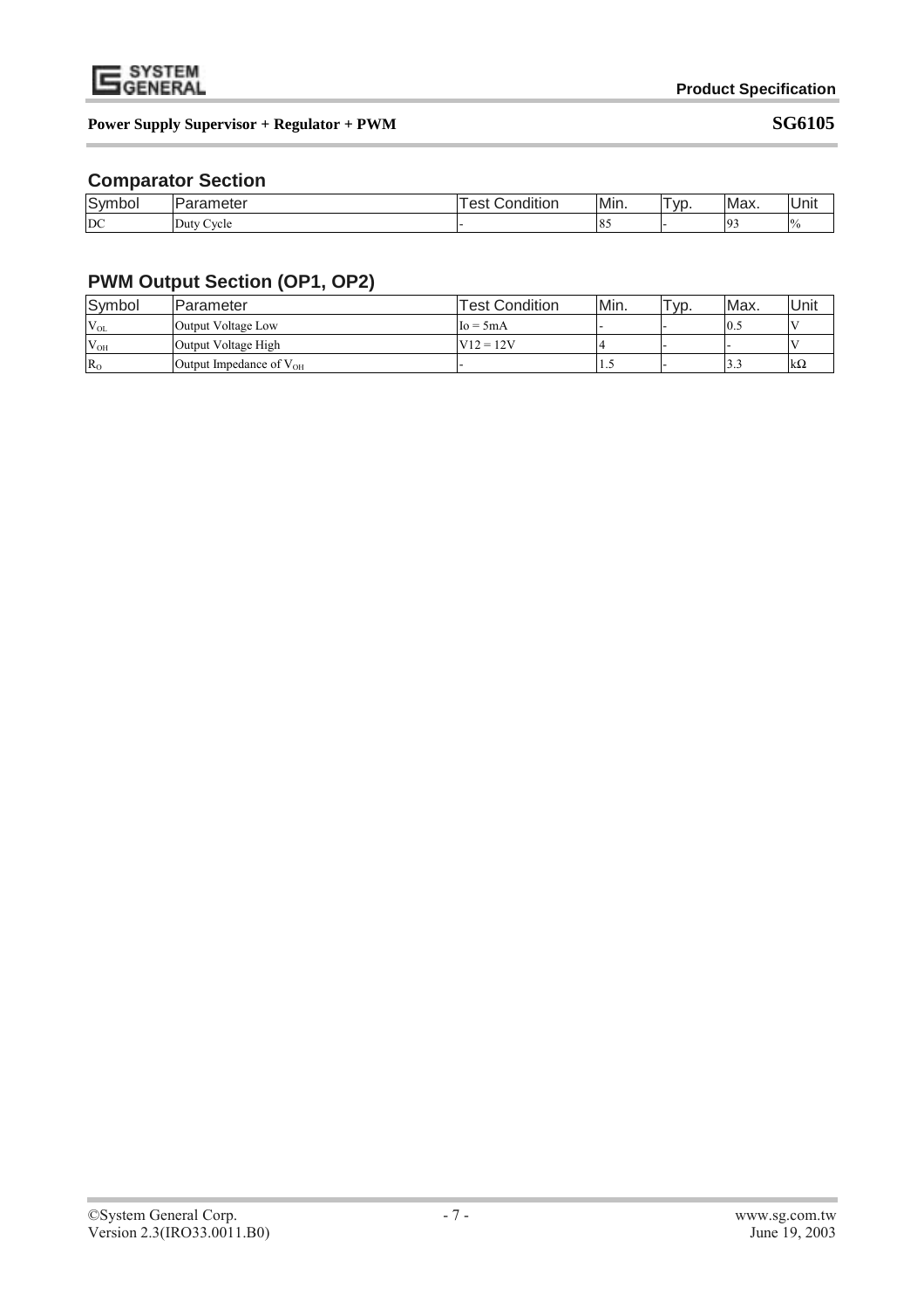## Comparator Section

| Symbol | Parameter | Test Condition | Min. | Typ. | Max. | Unit |
|---|---|---|---|---|---|---|
| DC | Duty Cycle | - | 85 | - | 93 | % |

## PWM Output Section (OP1, OP2)

| Symbol | Parameter | Test Condition | Min. | Typ. | Max. | Unit |
|---|---|---|---|---|---|---|
| $V_{OL}$ | Output Voltage Low | Io = 5mA | - | - | 0.5 | V |
| $V_{OH}$ | Output Voltage High | V12 = 12V | 4 | - | - | V |
| $R_O$ | Output Impedance of $V_{OH}$ | - | 1.5 | - | 3.3 | kΩ |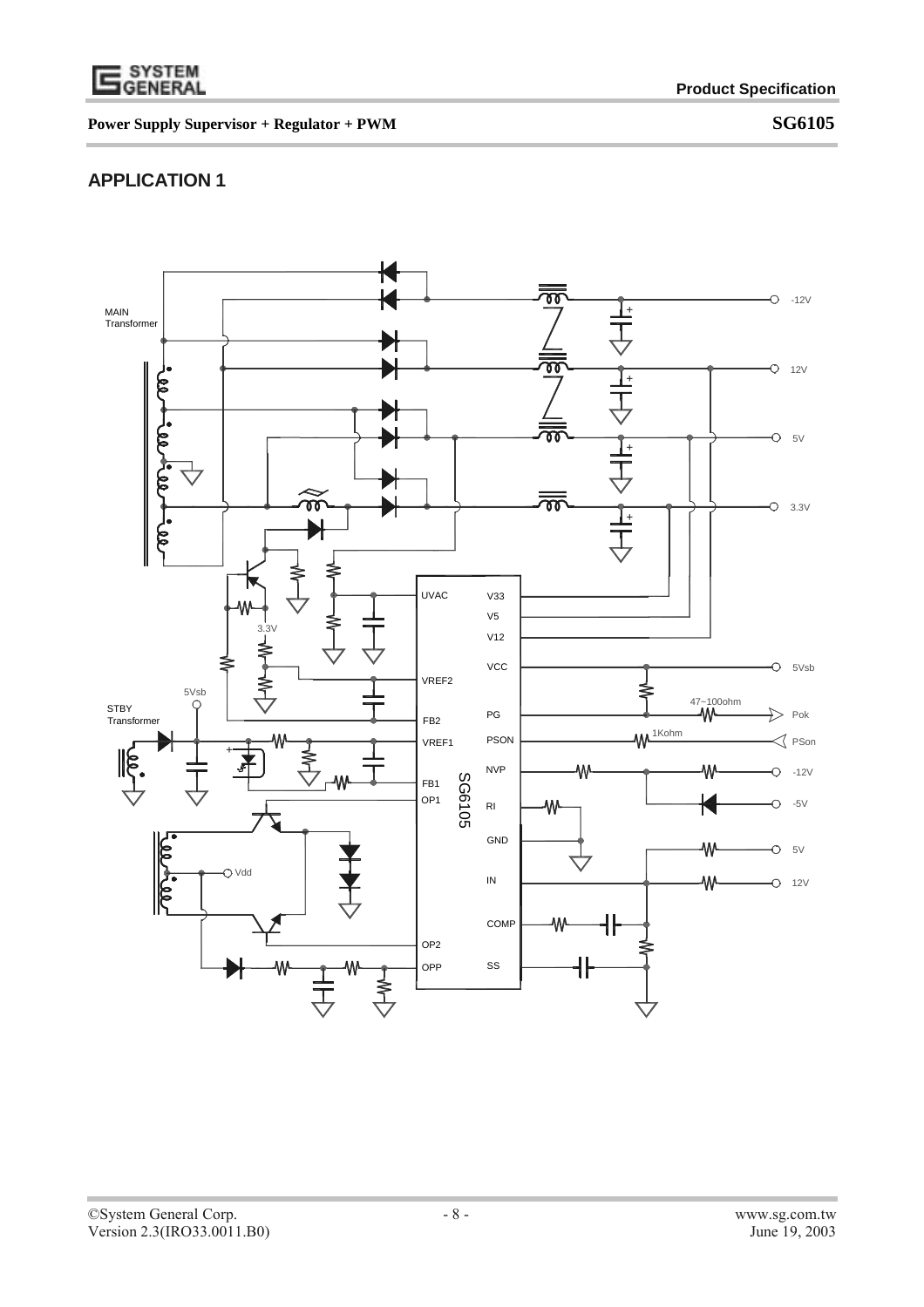## APPLICATION 1

MAIN Transformer

-12V

12V

5V

3.3V

UVAC

V33

V5

V12

VCC

5Vsb

VREF2

3.3V

5Vsb

STBY Transformer

FB2

PG

47~100ohm

Pok

VREF1

PSON

1Kohm

PSon

NVP

-12V

FB1

OP1

SG6105

RI

-5V

GND

5V

Vdd

IN

12V

COMP

OP2

OPP

SS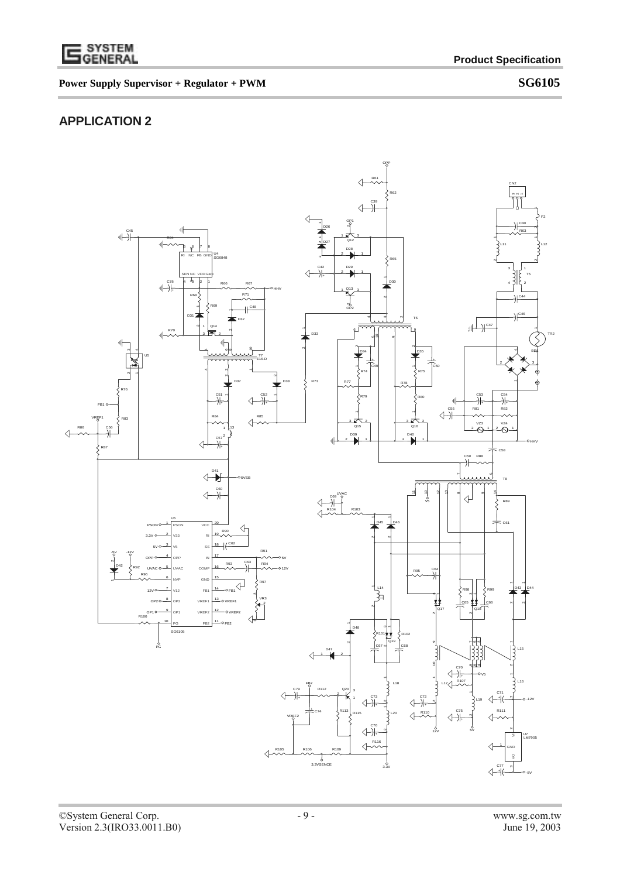## APPLICATION 2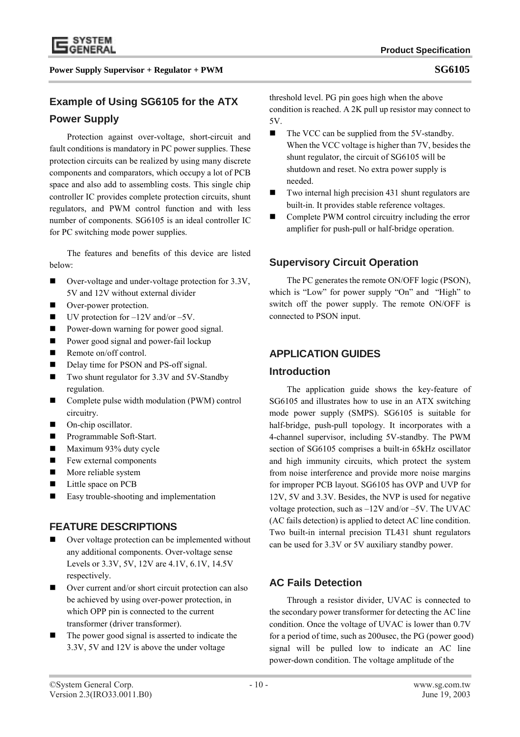## Example of Using SG6105 for the ATX Power Supply

Protection against over-voltage, short-circuit and fault conditions is mandatory in PC power supplies. These protection circuits can be realized by using many discrete components and comparators, which occupy a lot of PCB space and also add to assembling costs. This single chip controller IC provides complete protection circuits, shunt regulators, and PWM control function and with less number of components. SG6105 is an ideal controller IC for PC switching mode power supplies.

The features and benefits of this device are listed below:

- Over-voltage and under-voltage protection for 3.3V, 5V and 12V without external divider
- Over-power protection.
- UV protection for –12V and/or –5V.
- Power-down warning for power good signal.
- Power good signal and power-fail lockup
- Remote on/off control.
- Delay time for PSON and PS-off signal.
- Two shunt regulator for 3.3V and 5V-Standby regulation.
- Complete pulse width modulation (PWM) control circuitry.
- On-chip oscillator.
- Programmable Soft-Start.
- Maximum 93% duty cycle
- Few external components
- More reliable system
- Little space on PCB
- Easy trouble-shooting and implementation

## FEATURE DESCRIPTIONS

- Over voltage protection can be implemented without any additional components. Over-voltage sense Levels or 3.3V, 5V, 12V are 4.1V, 6.1V, 14.5V respectively.
- Over current and/or short circuit protection can also be achieved by using over-power protection, in which OPP pin is connected to the current transformer (driver transformer).
- The power good signal is asserted to indicate the 3.3V, 5V and 12V is above the under voltage threshold level. PG pin goes high when the above condition is reached. A 2K pull up resistor may connect to 5V.
- The VCC can be supplied from the 5V-standby. When the VCC voltage is higher than 7V, besides the shunt regulator, the circuit of SG6105 will be shutdown and reset. No extra power supply is needed.
- Two internal high precision 431 shunt regulators are built-in. It provides stable reference voltages.
- Complete PWM control circuitry including the error amplifier for push-pull or half-bridge operation.

## Supervisory Circuit Operation

The PC generates the remote ON/OFF logic (PSON), which is "Low" for power supply "On" and "High" to switch off the power supply. The remote ON/OFF is connected to PSON input.

## APPLICATION GUIDES

### Introduction

The application guide shows the key-feature of SG6105 and illustrates how to use in an ATX switching mode power supply (SMPS). SG6105 is suitable for half-bridge, push-pull topology. It incorporates with a 4-channel supervisor, including 5V-standby. The PWM section of SG6105 comprises a built-in 65kHz oscillator and high immunity circuits, which protect the system from noise interference and provide more noise margins for improper PCB layout. SG6105 has OVP and UVP for 12V, 5V and 3.3V. Besides, the NVP is used for negative voltage protection, such as –12V and/or –5V. The UVAC (AC fails detection) is applied to detect AC line condition. Two built-in internal precision TL431 shunt regulators can be used for 3.3V or 5V auxiliary standby power.

### AC Fails Detection

Through a resistor divider, UVAC is connected to the secondary power transformer for detecting the AC line condition. Once the voltage of UVAC is lower than 0.7V for a period of time, such as 200usec, the PG (power good) signal will be pulled low to indicate an AC line power-down condition. The voltage amplitude of the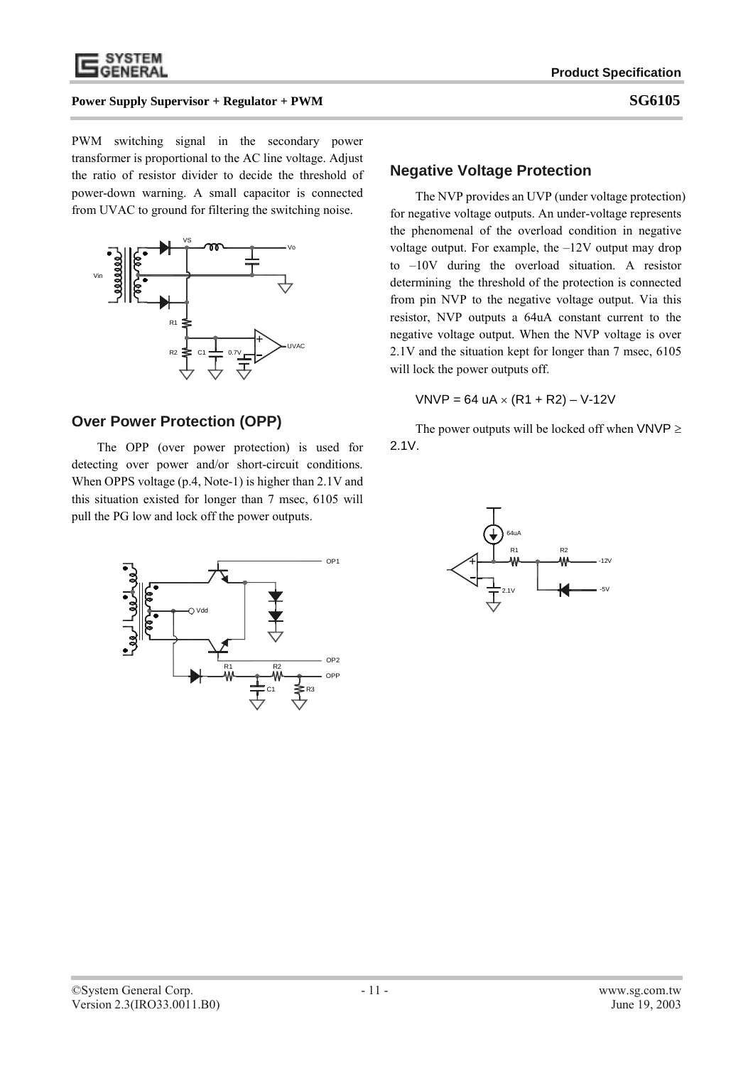PWM switching signal in the secondary power transformer is proportional to the AC line voltage. Adjust the ratio of resistor divider to decide the threshold of power-down warning. A small capacitor is connected from UVAC to ground for filtering the switching noise.

## Over Power Protection (OPP)

The OPP (over power protection) is used for detecting over power and/or short-circuit conditions. When OPPS voltage (p.4, Note-1) is higher than 2.1V and this situation existed for longer than 7 msec, 6105 will pull the PG low and lock off the power outputs.

## Negative Voltage Protection

The NVP provides an UVP (under voltage protection) for negative voltage outputs. An under-voltage represents the phenomenal of the overload condition in negative voltage output. For example, the –12V output may drop to –10V during the overload situation. A resistor determining the threshold of the protection is connected from pin NVP to the negative voltage output. Via this resistor, NVP outputs a 64uA constant current to the negative voltage output. When the NVP voltage is over 2.1V and the situation kept for longer than 7 msec, 6105 will lock the power outputs off.

$$V_{NVP} = 64\,uA \times (R1 + R2) - V_{-12V}$$

The power outputs will be locked off when $V_{NVP} \geq 2.1V$.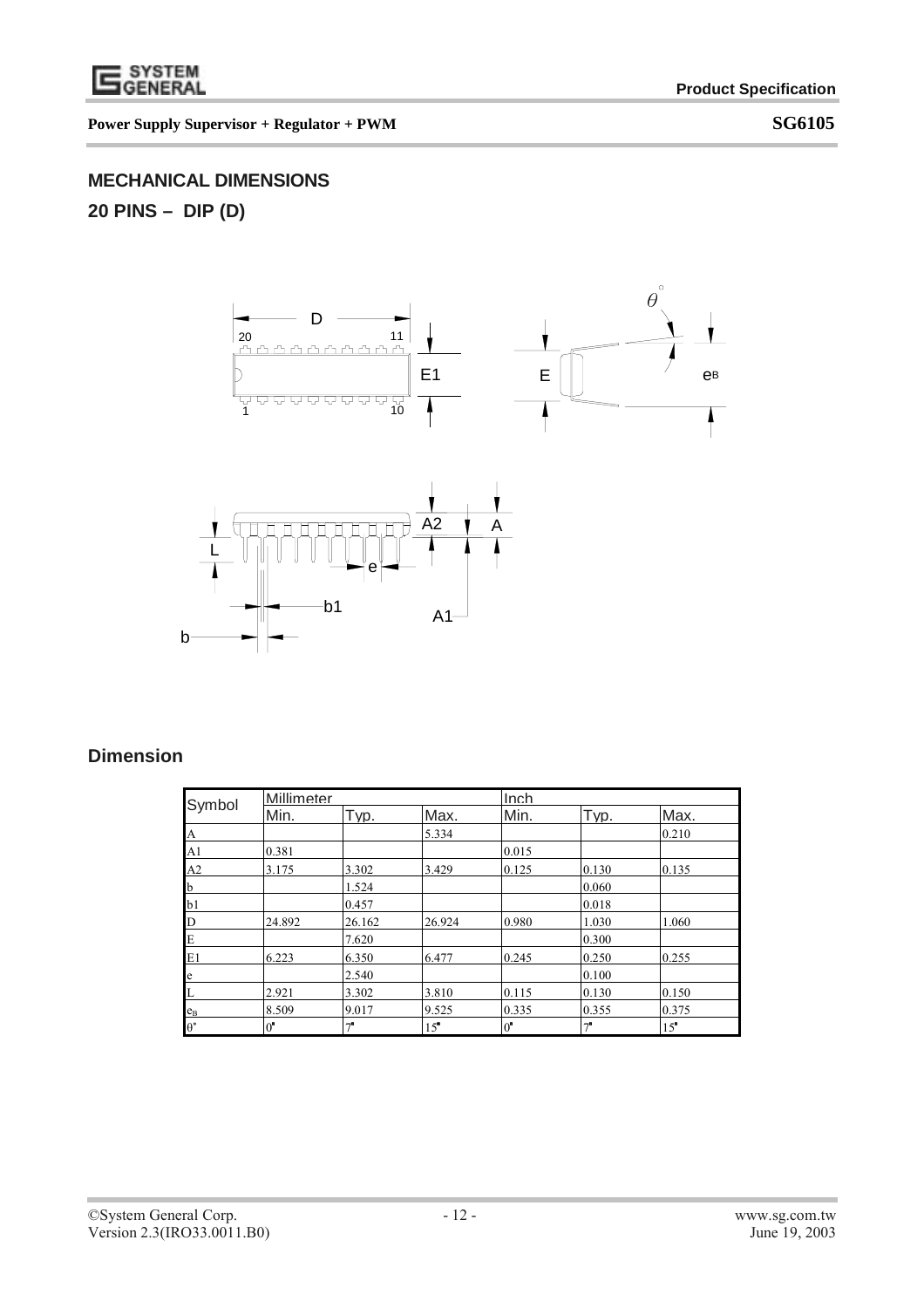## MECHANICAL DIMENSIONS

## 20 PINS – DIP (D)

## Dimension

| Symbol | Millimeter | | | Inch | | |
|---|---|---|---|---|---|---|
| | Min. | Typ. | Max. | Min. | Typ. | Max. |
| A | | | 5.334 | | | 0.210 |
| A1 | 0.381 | | | 0.015 | | |
| A2 | 3.175 | 3.302 | 3.429 | 0.125 | 0.130 | 0.135 |
| b | | 1.524 | | | 0.060 | |
| b1 | | 0.457 | | | 0.018 | |
| D | 24.892 | 26.162 | 26.924 | 0.980 | 1.030 | 1.060 |
| E | | 7.620 | | | 0.300 | |
| E1 | 6.223 | 6.350 | 6.477 | 0.245 | 0.250 | 0.255 |
| e | | 2.540 | | | 0.100 | |
| L | 2.921 | 3.302 | 3.810 | 0.115 | 0.130 | 0.150 |
| $e_B$ | 8.509 | 9.017 | 9.525 | 0.335 | 0.355 | 0.375 |
| $\theta°$ | 0° | 7° | 15° | 0° | 7° | 15° |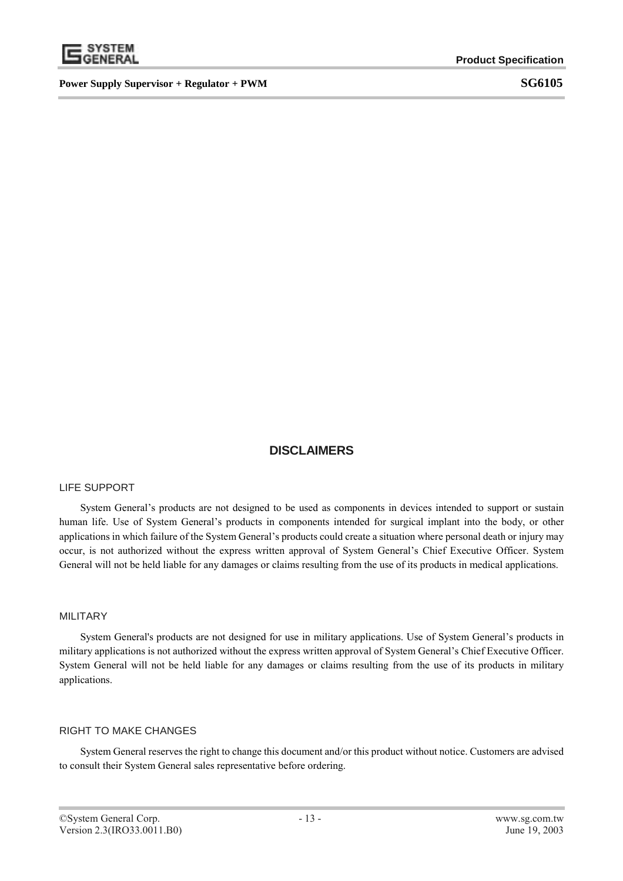## DISCLAIMERS

### LIFE SUPPORT

System General's products are not designed to be used as components in devices intended to support or sustain human life. Use of System General's products in components intended for surgical implant into the body, or other applications in which failure of the System General's products could create a situation where personal death or injury may occur, is not authorized without the express written approval of System General's Chief Executive Officer. System General will not be held liable for any damages or claims resulting from the use of its products in medical applications.

### MILITARY

System General's products are not designed for use in military applications. Use of System General's products in military applications is not authorized without the express written approval of System General's Chief Executive Officer. System General will not be held liable for any damages or claims resulting from the use of its products in military applications.

### RIGHT TO MAKE CHANGES

System General reserves the right to change this document and/or this product without notice. Customers are advised to consult their System General sales representative before ordering.